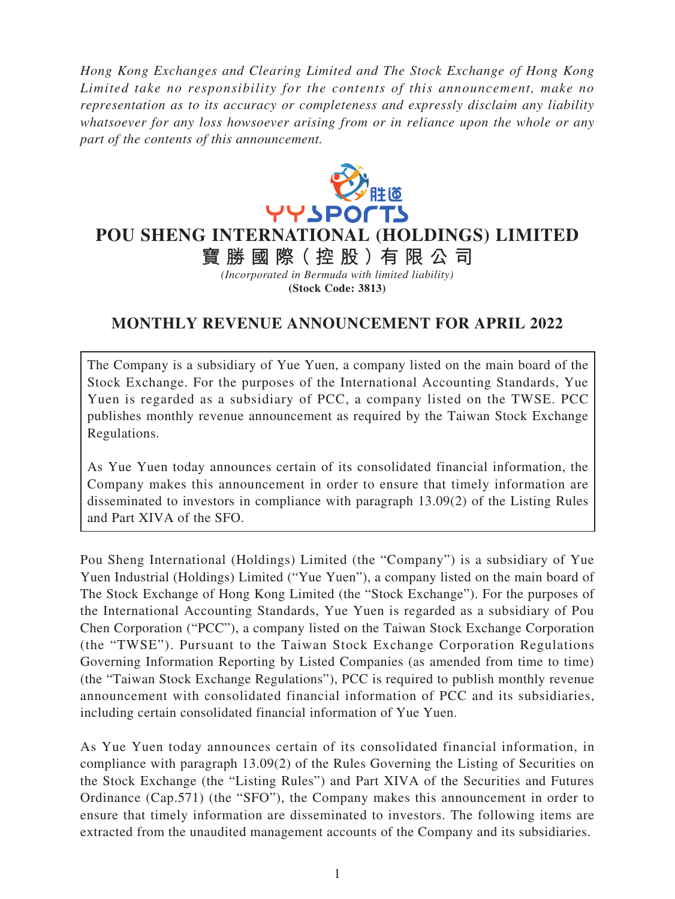*Hong Kong Exchanges and Clearing Limited and The Stock Exchange of Hong Kong Limited take no responsibility for the contents of this announcement, make no representation as to its accuracy or completeness and expressly disclaim any liability whatsoever for any loss howsoever arising from or in reliance upon the whole or any part of the contents of this announcement.*

# POU SHENG INTERNATIONAL (HOLDINGS) LIMITED

# 寶勝國際(控股)有限公司

*(Incorporated in Bermuda with limited liability)*

**(Stock Code: 3813)**

## MONTHLY REVENUE ANNOUNCEMENT FOR APRIL 2022

> The Company is a subsidiary of Yue Yuen, a company listed on the main board of the Stock Exchange. For the purposes of the International Accounting Standards, Yue Yuen is regarded as a subsidiary of PCC, a company listed on the TWSE. PCC publishes monthly revenue announcement as required by the Taiwan Stock Exchange Regulations.
>
> As Yue Yuen today announces certain of its consolidated financial information, the Company makes this announcement in order to ensure that timely information are disseminated to investors in compliance with paragraph 13.09(2) of the Listing Rules and Part XIVA of the SFO.

Pou Sheng International (Holdings) Limited (the "Company") is a subsidiary of Yue Yuen Industrial (Holdings) Limited ("Yue Yuen"), a company listed on the main board of The Stock Exchange of Hong Kong Limited (the "Stock Exchange"). For the purposes of the International Accounting Standards, Yue Yuen is regarded as a subsidiary of Pou Chen Corporation ("PCC"), a company listed on the Taiwan Stock Exchange Corporation (the "TWSE"). Pursuant to the Taiwan Stock Exchange Corporation Regulations Governing Information Reporting by Listed Companies (as amended from time to time) (the "Taiwan Stock Exchange Regulations"), PCC is required to publish monthly revenue announcement with consolidated financial information of PCC and its subsidiaries, including certain consolidated financial information of Yue Yuen.

As Yue Yuen today announces certain of its consolidated financial information, in compliance with paragraph 13.09(2) of the Rules Governing the Listing of Securities on the Stock Exchange (the "Listing Rules") and Part XIVA of the Securities and Futures Ordinance (Cap.571) (the "SFO"), the Company makes this announcement in order to ensure that timely information are disseminated to investors. The following items are extracted from the unaudited management accounts of the Company and its subsidiaries.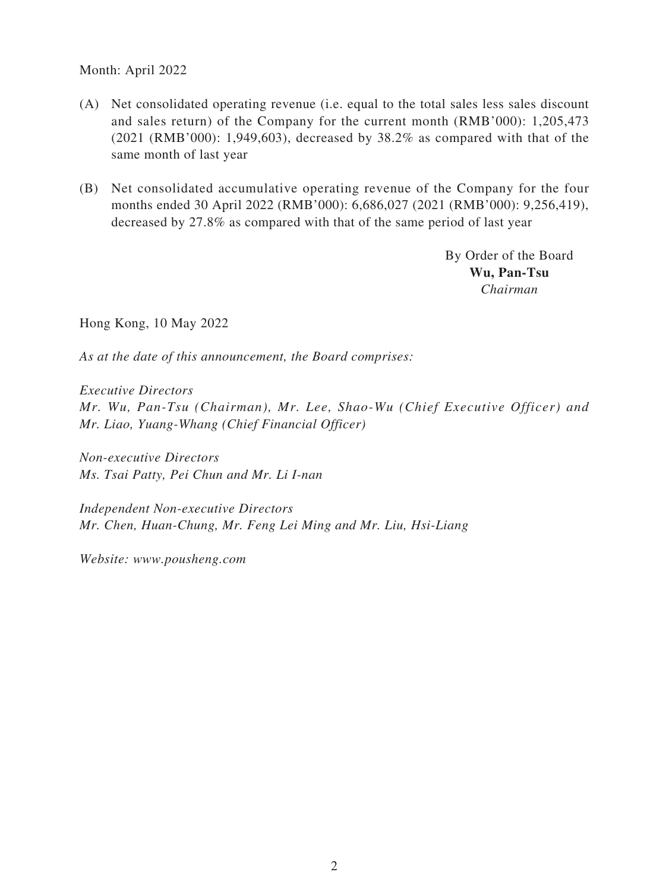Month: April 2022

(A) Net consolidated operating revenue (i.e. equal to the total sales less sales discount and sales return) of the Company for the current month (RMB'000): 1,205,473 (2021 (RMB'000): 1,949,603), decreased by 38.2% as compared with that of the same month of last year

(B) Net consolidated accumulative operating revenue of the Company for the four months ended 30 April 2022 (RMB'000): 6,686,027 (2021 (RMB'000): 9,256,419), decreased by 27.8% as compared with that of the same period of last year

By Order of the Board
**Wu, Pan-Tsu**
*Chairman*

Hong Kong, 10 May 2022

*As at the date of this announcement, the Board comprises:*

*Executive Directors*
*Mr. Wu, Pan-Tsu (Chairman), Mr. Lee, Shao-Wu (Chief Executive Officer) and Mr. Liao, Yuang-Whang (Chief Financial Officer)*

*Non-executive Directors*
*Ms. Tsai Patty, Pei Chun and Mr. Li I-nan*

*Independent Non-executive Directors*
*Mr. Chen, Huan-Chung, Mr. Feng Lei Ming and Mr. Liu, Hsi-Liang*

*Website: www.pousheng.com*